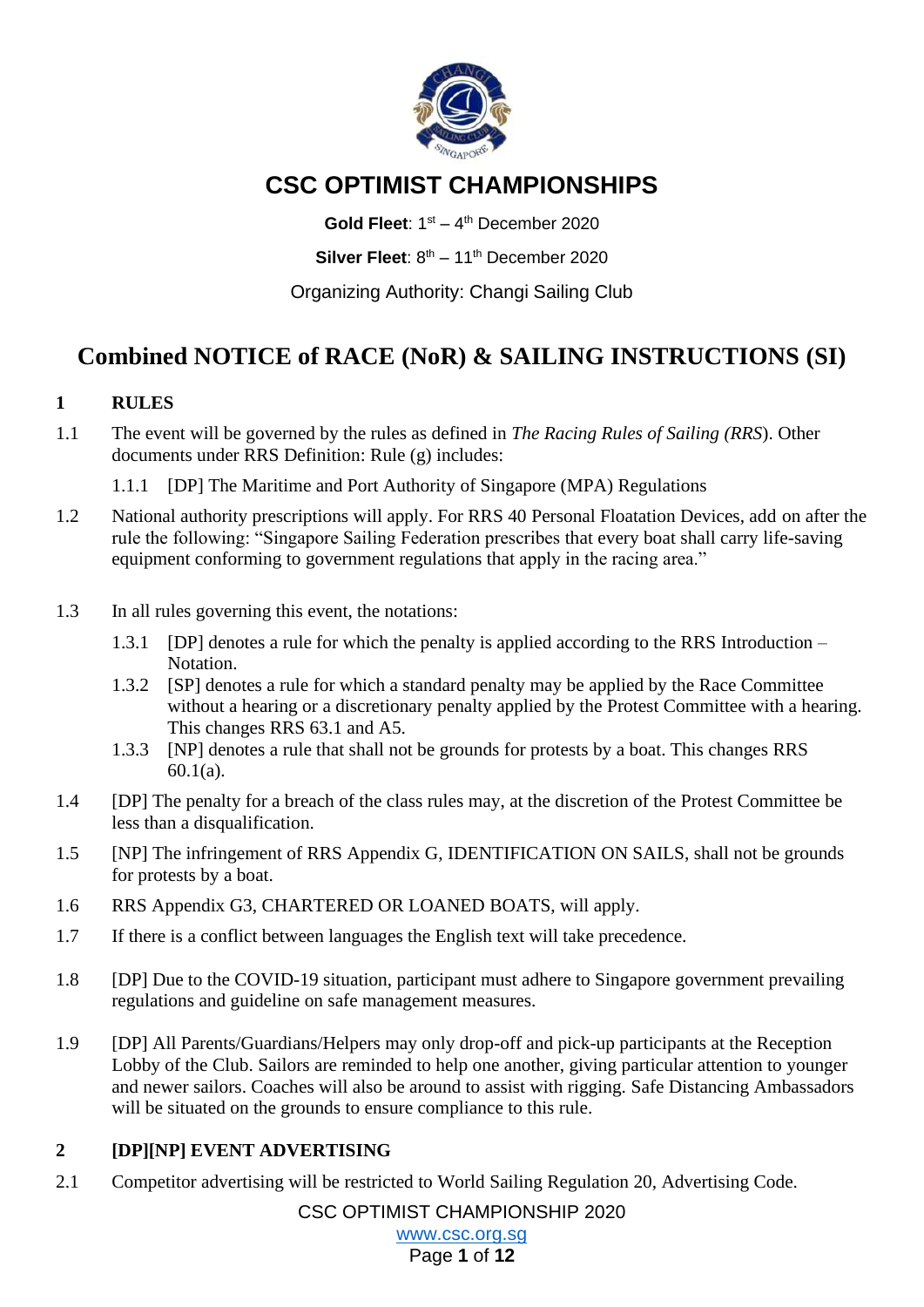# CSC OPTIMIST CHAMPIONSHIPS

**Gold Fleet**: 1st – 4th December 2020

**Silver Fleet**: 8th – 11th December 2020

Organizing Authority: Changi Sailing Club

# Combined NOTICE of RACE (NoR) & SAILING INSTRUCTIONS (SI)

## 1 RULES

1.1 The event will be governed by the rules as defined in *The Racing Rules of Sailing (RRS)*. Other documents under RRS Definition: Rule (g) includes:

1.1.1 [DP] The Maritime and Port Authority of Singapore (MPA) Regulations

1.2 National authority prescriptions will apply. For RRS 40 Personal Floatation Devices, add on after the rule the following: "Singapore Sailing Federation prescribes that every boat shall carry life-saving equipment conforming to government regulations that apply in the racing area."

1.3 In all rules governing this event, the notations:

1.3.1 [DP] denotes a rule for which the penalty is applied according to the RRS Introduction – Notation.

1.3.2 [SP] denotes a rule for which a standard penalty may be applied by the Race Committee without a hearing or a discretionary penalty applied by the Protest Committee with a hearing. This changes RRS 63.1 and A5.

1.3.3 [NP] denotes a rule that shall not be grounds for protests by a boat. This changes RRS 60.1(a).

1.4 [DP] The penalty for a breach of the class rules may, at the discretion of the Protest Committee be less than a disqualification.

1.5 [NP] The infringement of RRS Appendix G, IDENTIFICATION ON SAILS, shall not be grounds for protests by a boat.

1.6 RRS Appendix G3, CHARTERED OR LOANED BOATS, will apply.

1.7 If there is a conflict between languages the English text will take precedence.

1.8 [DP] Due to the COVID-19 situation, participant must adhere to Singapore government prevailing regulations and guideline on safe management measures.

1.9 [DP] All Parents/Guardians/Helpers may only drop-off and pick-up participants at the Reception Lobby of the Club. Sailors are reminded to help one another, giving particular attention to younger and newer sailors. Coaches will also be around to assist with rigging. Safe Distancing Ambassadors will be situated on the grounds to ensure compliance to this rule.

## 2 [DP][NP] EVENT ADVERTISING

2.1 Competitor advertising will be restricted to World Sailing Regulation 20, Advertising Code.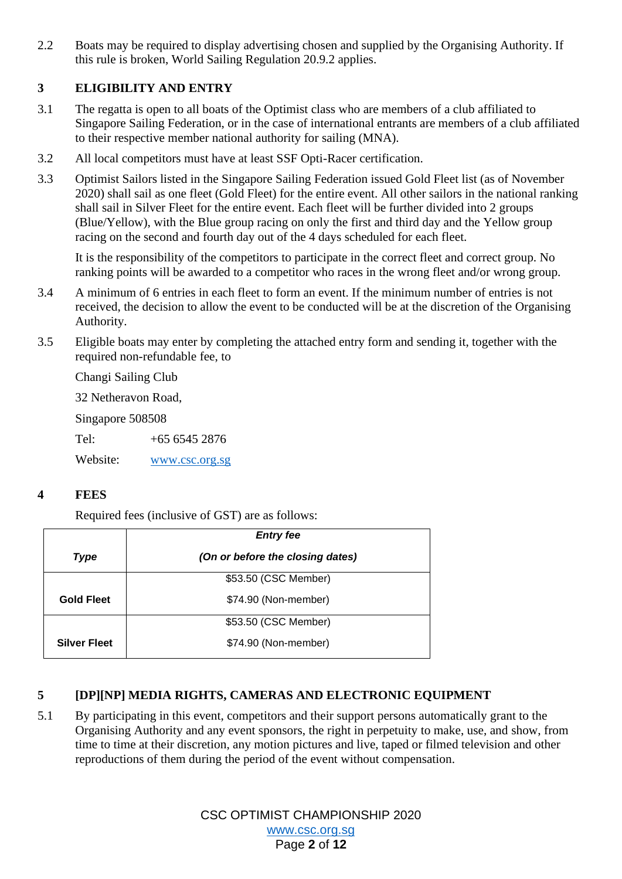2.2 Boats may be required to display advertising chosen and supplied by the Organising Authority. If this rule is broken, World Sailing Regulation 20.9.2 applies.

## 3 ELIGIBILITY AND ENTRY

3.1 The regatta is open to all boats of the Optimist class who are members of a club affiliated to Singapore Sailing Federation, or in the case of international entrants are members of a club affiliated to their respective member national authority for sailing (MNA).

3.2 All local competitors must have at least SSF Opti-Racer certification.

3.3 Optimist Sailors listed in the Singapore Sailing Federation issued Gold Fleet list (as of November 2020) shall sail as one fleet (Gold Fleet) for the entire event. All other sailors in the national ranking shall sail in Silver Fleet for the entire event. Each fleet will be further divided into 2 groups (Blue/Yellow), with the Blue group racing on only the first and third day and the Yellow group racing on the second and fourth day out of the 4 days scheduled for each fleet.

It is the responsibility of the competitors to participate in the correct fleet and correct group. No ranking points will be awarded to a competitor who races in the wrong fleet and/or wrong group.

3.4 A minimum of 6 entries in each fleet to form an event. If the minimum number of entries is not received, the decision to allow the event to be conducted will be at the discretion of the Organising Authority.

3.5 Eligible boats may enter by completing the attached entry form and sending it, together with the required non-refundable fee, to

Changi Sailing Club

32 Netheravon Road,

Singapore 508508

Tel: +65 6545 2876

Website: www.csc.org.sg

## 4 FEES

Required fees (inclusive of GST) are as follows:

| *Type* | *Entry fee (On or before the closing dates)* |
|---|---|
| **Gold Fleet** | \$53.50 (CSC Member)<br>\$74.90 (Non-member) |
| **Silver Fleet** | \$53.50 (CSC Member)<br>\$74.90 (Non-member) |

## 5 [DP][NP] MEDIA RIGHTS, CAMERAS AND ELECTRONIC EQUIPMENT

5.1 By participating in this event, competitors and their support persons automatically grant to the Organising Authority and any event sponsors, the right in perpetuity to make, use, and show, from time to time at their discretion, any motion pictures and live, taped or filmed television and other reproductions of them during the period of the event without compensation.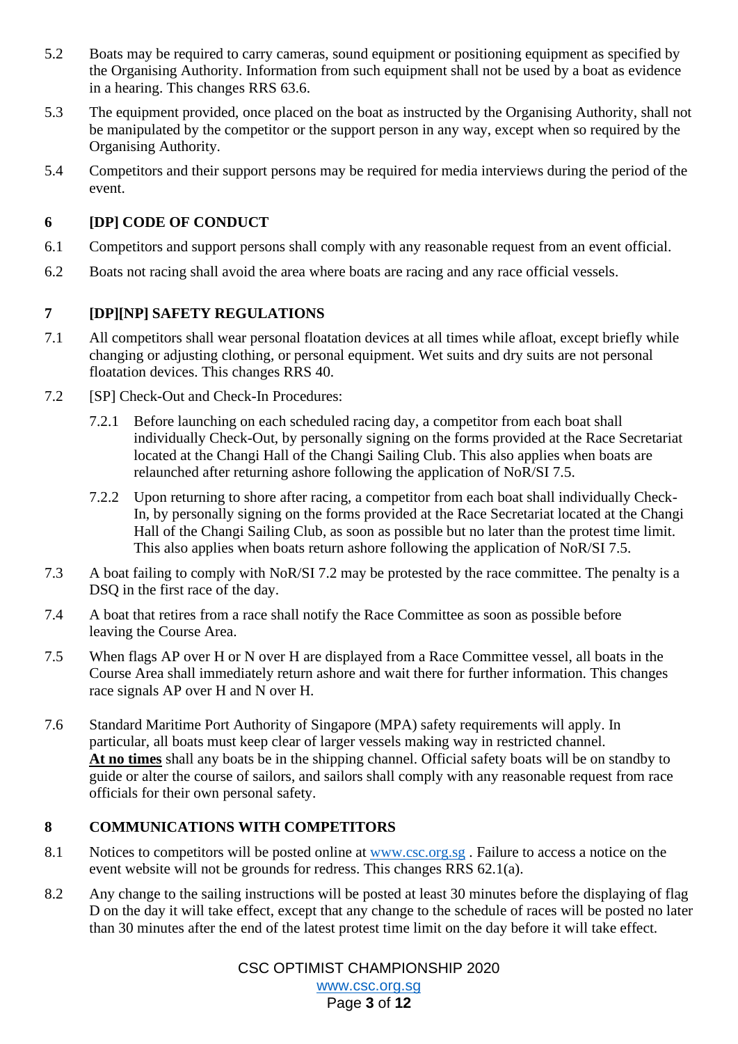5.2 Boats may be required to carry cameras, sound equipment or positioning equipment as specified by the Organising Authority. Information from such equipment shall not be used by a boat as evidence in a hearing. This changes RRS 63.6.

5.3 The equipment provided, once placed on the boat as instructed by the Organising Authority, shall not be manipulated by the competitor or the support person in any way, except when so required by the Organising Authority.

5.4 Competitors and their support persons may be required for media interviews during the period of the event.

## 6 [DP] CODE OF CONDUCT

6.1 Competitors and support persons shall comply with any reasonable request from an event official.

6.2 Boats not racing shall avoid the area where boats are racing and any race official vessels.

## 7 [DP][NP] SAFETY REGULATIONS

7.1 All competitors shall wear personal floatation devices at all times while afloat, except briefly while changing or adjusting clothing, or personal equipment. Wet suits and dry suits are not personal floatation devices. This changes RRS 40.

7.2 [SP] Check-Out and Check-In Procedures:

7.2.1 Before launching on each scheduled racing day, a competitor from each boat shall individually Check-Out, by personally signing on the forms provided at the Race Secretariat located at the Changi Hall of the Changi Sailing Club. This also applies when boats are relaunched after returning ashore following the application of NoR/SI 7.5.

7.2.2 Upon returning to shore after racing, a competitor from each boat shall individually Check-In, by personally signing on the forms provided at the Race Secretariat located at the Changi Hall of the Changi Sailing Club, as soon as possible but no later than the protest time limit. This also applies when boats return ashore following the application of NoR/SI 7.5.

7.3 A boat failing to comply with NoR/SI 7.2 may be protested by the race committee. The penalty is a DSQ in the first race of the day.

7.4 A boat that retires from a race shall notify the Race Committee as soon as possible before leaving the Course Area.

7.5 When flags AP over H or N over H are displayed from a Race Committee vessel, all boats in the Course Area shall immediately return ashore and wait there for further information. This changes race signals AP over H and N over H.

7.6 Standard Maritime Port Authority of Singapore (MPA) safety requirements will apply. In particular, all boats must keep clear of larger vessels making way in restricted channel. **<u>At no times</u>** shall any boats be in the shipping channel. Official safety boats will be on standby to guide or alter the course of sailors, and sailors shall comply with any reasonable request from race officials for their own personal safety.

## 8 COMMUNICATIONS WITH COMPETITORS

8.1 Notices to competitors will be posted online at www.csc.org.sg . Failure to access a notice on the event website will not be grounds for redress. This changes RRS 62.1(a).

8.2 Any change to the sailing instructions will be posted at least 30 minutes before the displaying of flag D on the day it will take effect, except that any change to the schedule of races will be posted no later than 30 minutes after the end of the latest protest time limit on the day before it will take effect.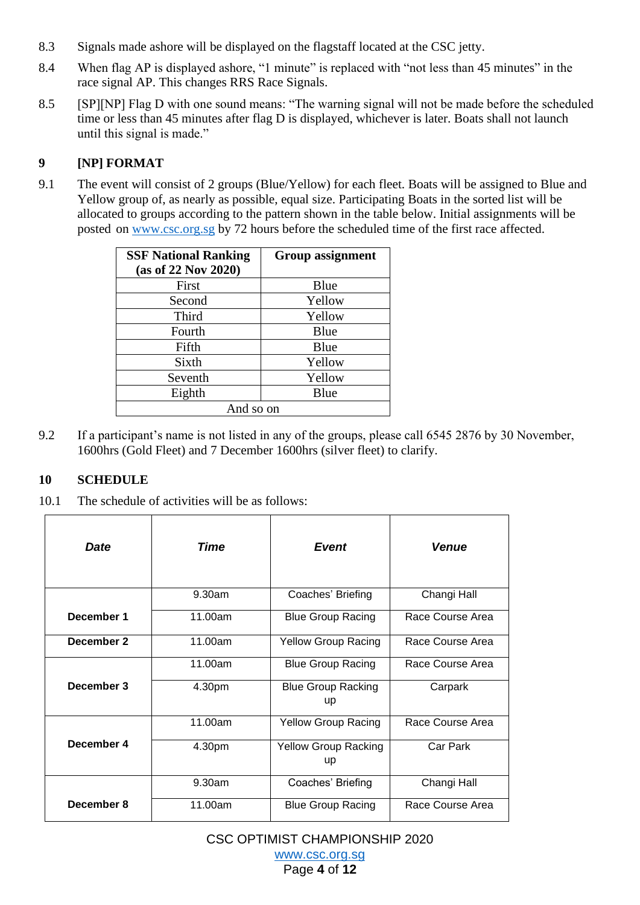8.3 Signals made ashore will be displayed on the flagstaff located at the CSC jetty.

8.4 When flag AP is displayed ashore, “1 minute” is replaced with “not less than 45 minutes” in the race signal AP. This changes RRS Race Signals.

8.5 [SP][NP] Flag D with one sound means: “The warning signal will not be made before the scheduled time or less than 45 minutes after flag D is displayed, whichever is later. Boats shall not launch until this signal is made.”

## 9 [NP] FORMAT

9.1 The event will consist of 2 groups (Blue/Yellow) for each fleet. Boats will be assigned to Blue and Yellow group of, as nearly as possible, equal size. Participating Boats in the sorted list will be allocated to groups according to the pattern shown in the table below. Initial assignments will be posted on www.csc.org.sg by 72 hours before the scheduled time of the first race affected.

| SSF National Ranking (as of 22 Nov 2020) | Group assignment |
|---|---|
| First | Blue |
| Second | Yellow |
| Third | Yellow |
| Fourth | Blue |
| Fifth | Blue |
| Sixth | Yellow |
| Seventh | Yellow |
| Eighth | Blue |
| And so on | |

9.2 If a participant’s name is not listed in any of the groups, please call 6545 2876 by 30 November, 1600hrs (Gold Fleet) and 7 December 1600hrs (silver fleet) to clarify.

## 10 SCHEDULE

10.1 The schedule of activities will be as follows:

| *Date* | *Time* | *Event* | *Venue* |
|---|---|---|---|
| December 1 | 9.30am | Coaches’ Briefing | Changi Hall |
| | 11.00am | Blue Group Racing | Race Course Area |
| December 2 | 11.00am | Yellow Group Racing | Race Course Area |
| December 3 | 11.00am | Blue Group Racing | Race Course Area |
| | 4.30pm | Blue Group Racking up | Carpark |
| December 4 | 11.00am | Yellow Group Racing | Race Course Area |
| | 4.30pm | Yellow Group Racking up | Car Park |
| December 8 | 9.30am | Coaches’ Briefing | Changi Hall |
| | 11.00am | Blue Group Racing | Race Course Area |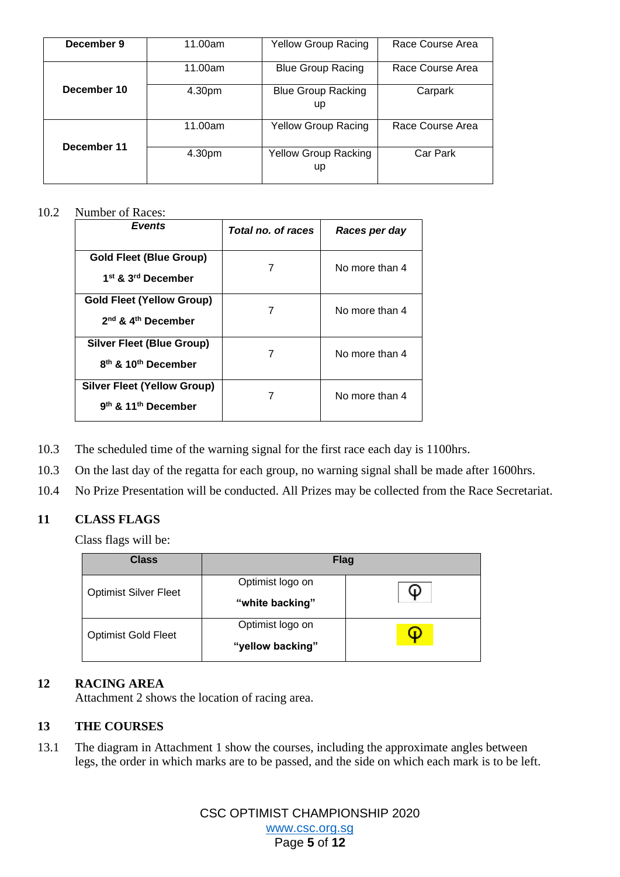| | | | |
|---|---|---|---|
| **December 9** | 11.00am | Yellow Group Racing | Race Course Area |
| **December 10** | 11.00am | Blue Group Racing | Race Course Area |
| | 4.30pm | Blue Group Racking up | Carpark |
| **December 11** | 11.00am | Yellow Group Racing | Race Course Area |
| | 4.30pm | Yellow Group Racking up | Car Park |

10.2 Number of Races:

| ***Events*** | ***Total no. of races*** | ***Races per day*** |
|---|---|---|
| **Gold Fleet (Blue Group)** **1st & 3rd December** | 7 | No more than 4 |
| **Gold Fleet (Yellow Group)** **2nd & 4th December** | 7 | No more than 4 |
| **Silver Fleet (Blue Group)** **8th & 10th December** | 7 | No more than 4 |
| **Silver Fleet (Yellow Group)** **9th & 11th December** | 7 | No more than 4 |

10.3 The scheduled time of the warning signal for the first race each day is 1100hrs.

10.3 On the last day of the regatta for each group, no warning signal shall be made after 1600hrs.

10.4 No Prize Presentation will be conducted. All Prizes may be collected from the Race Secretariat.

## 11 CLASS FLAGS

Class flags will be:

| **Class** | **Flag** | |
|---|---|---|
| Optimist Silver Fleet | Optimist logo on **"white backing"** | |
| Optimist Gold Fleet | Optimist logo on **"yellow backing"** | |

## 12 RACING AREA

Attachment 2 shows the location of racing area.

## 13 THE COURSES

13.1 The diagram in Attachment 1 show the courses, including the approximate angles between legs, the order in which marks are to be passed, and the side on which each mark is to be left.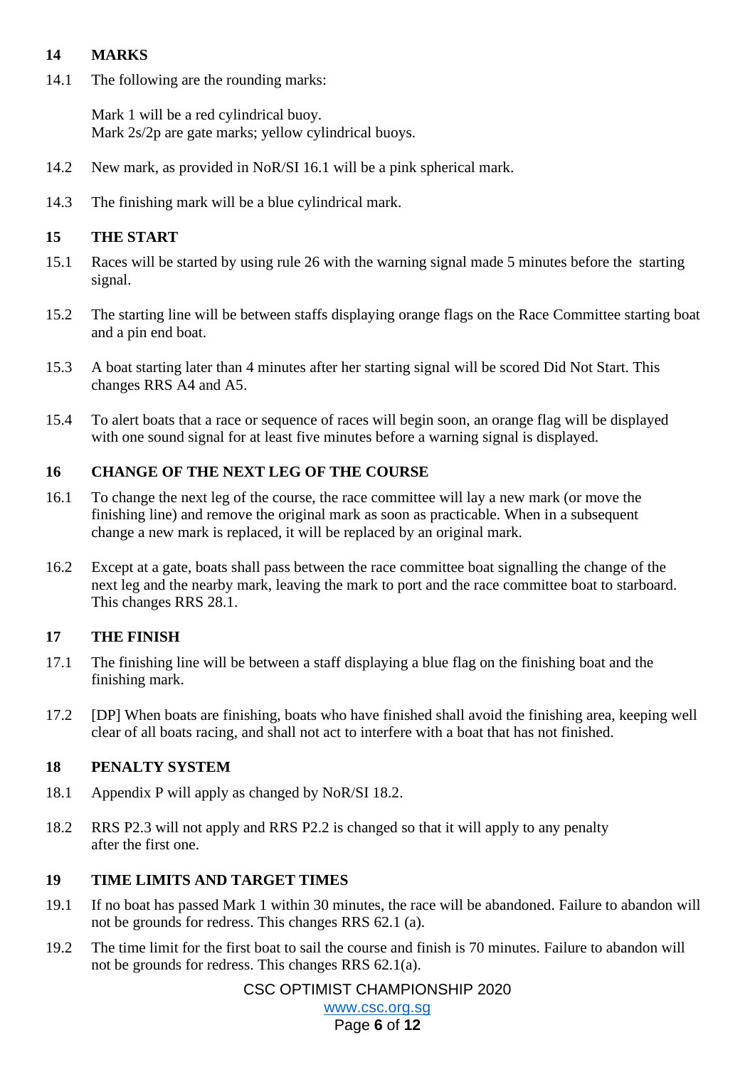## 14 MARKS

14.1 The following are the rounding marks:

Mark 1 will be a red cylindrical buoy.
Mark 2s/2p are gate marks; yellow cylindrical buoys.

14.2 New mark, as provided in NoR/SI 16.1 will be a pink spherical mark.

14.3 The finishing mark will be a blue cylindrical mark.

## 15 THE START

15.1 Races will be started by using rule 26 with the warning signal made 5 minutes before the starting signal.

15.2 The starting line will be between staffs displaying orange flags on the Race Committee starting boat and a pin end boat.

15.3 A boat starting later than 4 minutes after her starting signal will be scored Did Not Start. This changes RRS A4 and A5.

15.4 To alert boats that a race or sequence of races will begin soon, an orange flag will be displayed with one sound signal for at least five minutes before a warning signal is displayed.

## 16 CHANGE OF THE NEXT LEG OF THE COURSE

16.1 To change the next leg of the course, the race committee will lay a new mark (or move the finishing line) and remove the original mark as soon as practicable. When in a subsequent change a new mark is replaced, it will be replaced by an original mark.

16.2 Except at a gate, boats shall pass between the race committee boat signalling the change of the next leg and the nearby mark, leaving the mark to port and the race committee boat to starboard. This changes RRS 28.1.

## 17 THE FINISH

17.1 The finishing line will be between a staff displaying a blue flag on the finishing boat and the finishing mark.

17.2 [DP] When boats are finishing, boats who have finished shall avoid the finishing area, keeping well clear of all boats racing, and shall not act to interfere with a boat that has not finished.

## 18 PENALTY SYSTEM

18.1 Appendix P will apply as changed by NoR/SI 18.2.

18.2 RRS P2.3 will not apply and RRS P2.2 is changed so that it will apply to any penalty after the first one.

## 19 TIME LIMITS AND TARGET TIMES

19.1 If no boat has passed Mark 1 within 30 minutes, the race will be abandoned. Failure to abandon will not be grounds for redress. This changes RRS 62.1 (a).

19.2 The time limit for the first boat to sail the course and finish is 70 minutes. Failure to abandon will not be grounds for redress. This changes RRS 62.1(a).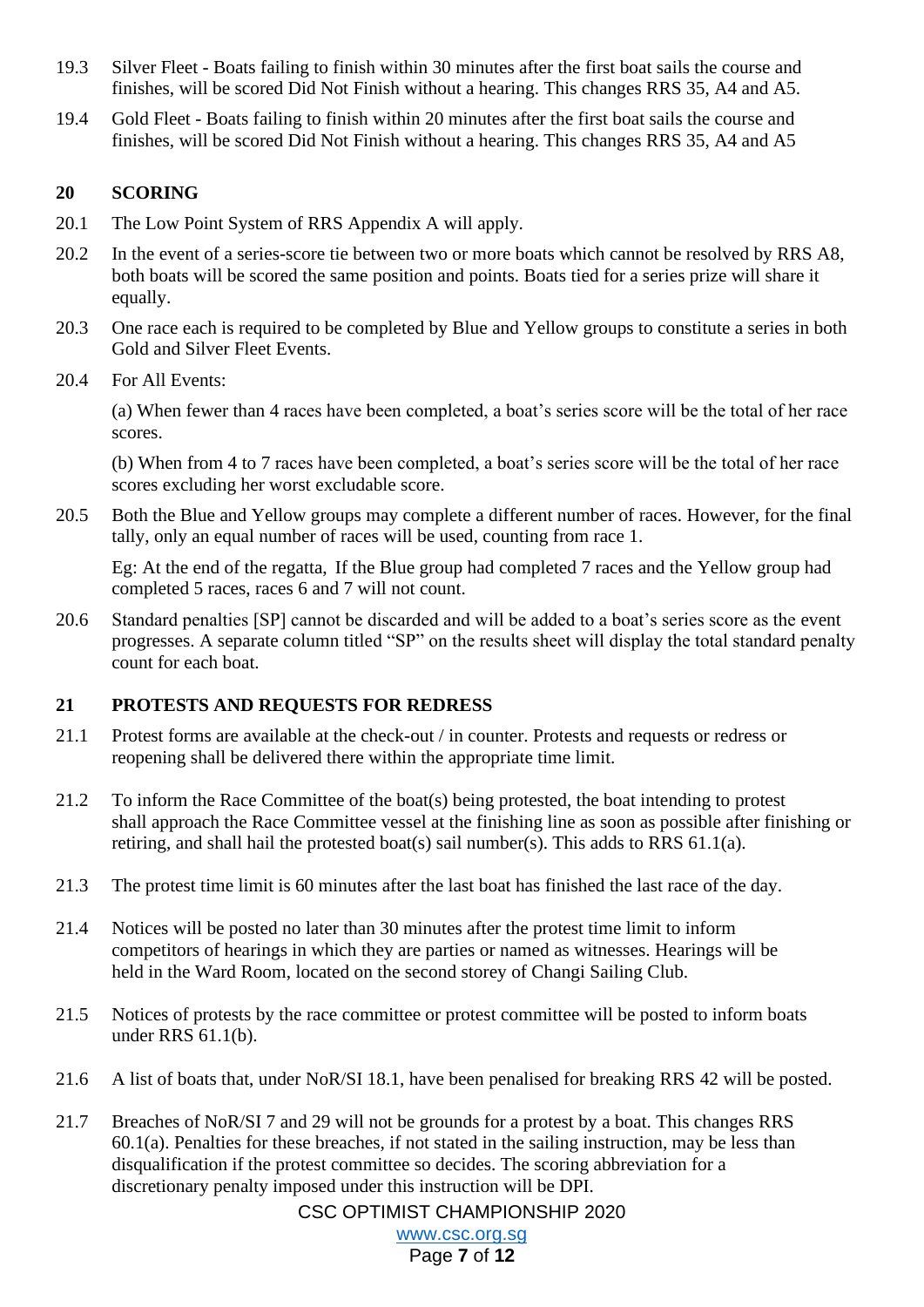19.3 Silver Fleet - Boats failing to finish within 30 minutes after the first boat sails the course and finishes, will be scored Did Not Finish without a hearing. This changes RRS 35, A4 and A5.

19.4 Gold Fleet - Boats failing to finish within 20 minutes after the first boat sails the course and finishes, will be scored Did Not Finish without a hearing. This changes RRS 35, A4 and A5

## 20 SCORING

20.1 The Low Point System of RRS Appendix A will apply.

20.2 In the event of a series-score tie between two or more boats which cannot be resolved by RRS A8, both boats will be scored the same position and points. Boats tied for a series prize will share it equally.

20.3 One race each is required to be completed by Blue and Yellow groups to constitute a series in both Gold and Silver Fleet Events.

20.4 For All Events:

(a) When fewer than 4 races have been completed, a boat's series score will be the total of her race scores.

(b) When from 4 to 7 races have been completed, a boat's series score will be the total of her race scores excluding her worst excludable score.

20.5 Both the Blue and Yellow groups may complete a different number of races. However, for the final tally, only an equal number of races will be used, counting from race 1.

Eg: At the end of the regatta, If the Blue group had completed 7 races and the Yellow group had completed 5 races, races 6 and 7 will not count.

20.6 Standard penalties [SP] cannot be discarded and will be added to a boat's series score as the event progresses. A separate column titled "SP" on the results sheet will display the total standard penalty count for each boat.

## 21 PROTESTS AND REQUESTS FOR REDRESS

21.1 Protest forms are available at the check-out / in counter. Protests and requests or redress or reopening shall be delivered there within the appropriate time limit.

21.2 To inform the Race Committee of the boat(s) being protested, the boat intending to protest shall approach the Race Committee vessel at the finishing line as soon as possible after finishing or retiring, and shall hail the protested boat(s) sail number(s). This adds to RRS 61.1(a).

21.3 The protest time limit is 60 minutes after the last boat has finished the last race of the day.

21.4 Notices will be posted no later than 30 minutes after the protest time limit to inform competitors of hearings in which they are parties or named as witnesses. Hearings will be held in the Ward Room, located on the second storey of Changi Sailing Club.

21.5 Notices of protests by the race committee or protest committee will be posted to inform boats under RRS 61.1(b).

21.6 A list of boats that, under NoR/SI 18.1, have been penalised for breaking RRS 42 will be posted.

21.7 Breaches of NoR/SI 7 and 29 will not be grounds for a protest by a boat. This changes RRS 60.1(a). Penalties for these breaches, if not stated in the sailing instruction, may be less than disqualification if the protest committee so decides. The scoring abbreviation for a discretionary penalty imposed under this instruction will be DPI.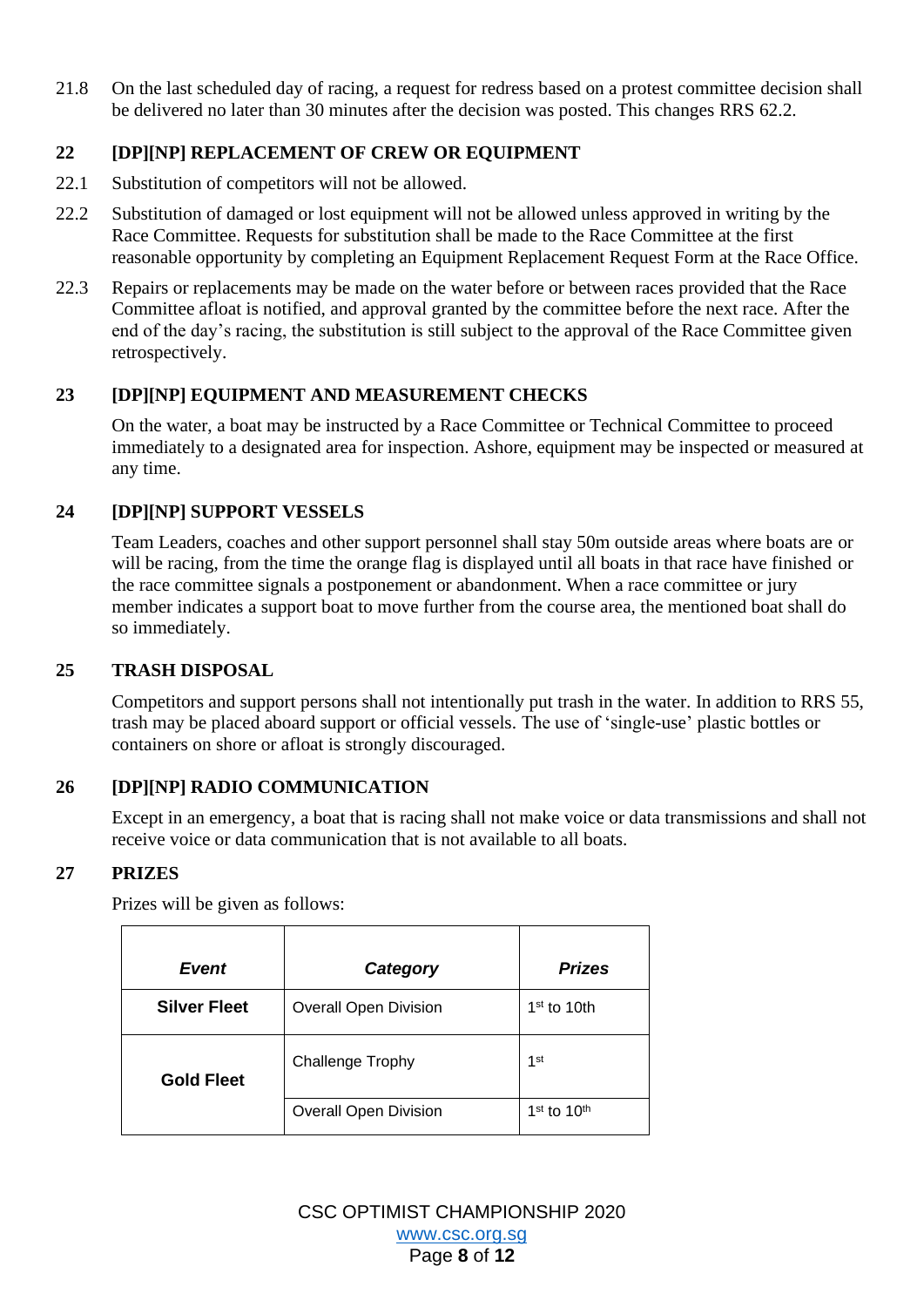21.8 On the last scheduled day of racing, a request for redress based on a protest committee decision shall be delivered no later than 30 minutes after the decision was posted. This changes RRS 62.2.

## 22 [DP][NP] REPLACEMENT OF CREW OR EQUIPMENT

22.1 Substitution of competitors will not be allowed.

22.2 Substitution of damaged or lost equipment will not be allowed unless approved in writing by the Race Committee. Requests for substitution shall be made to the Race Committee at the first reasonable opportunity by completing an Equipment Replacement Request Form at the Race Office.

22.3 Repairs or replacements may be made on the water before or between races provided that the Race Committee afloat is notified, and approval granted by the committee before the next race. After the end of the day's racing, the substitution is still subject to the approval of the Race Committee given retrospectively.

## 23 [DP][NP] EQUIPMENT AND MEASUREMENT CHECKS

On the water, a boat may be instructed by a Race Committee or Technical Committee to proceed immediately to a designated area for inspection. Ashore, equipment may be inspected or measured at any time.

## 24 [DP][NP] SUPPORT VESSELS

Team Leaders, coaches and other support personnel shall stay 50m outside areas where boats are or will be racing, from the time the orange flag is displayed until all boats in that race have finished or the race committee signals a postponement or abandonment. When a race committee or jury member indicates a support boat to move further from the course area, the mentioned boat shall do so immediately.

## 25 TRASH DISPOSAL

Competitors and support persons shall not intentionally put trash in the water. In addition to RRS 55, trash may be placed aboard support or official vessels. The use of 'single-use' plastic bottles or containers on shore or afloat is strongly discouraged.

## 26 [DP][NP] RADIO COMMUNICATION

Except in an emergency, a boat that is racing shall not make voice or data transmissions and shall not receive voice or data communication that is not available to all boats.

## 27 PRIZES

Prizes will be given as follows:

| *Event* | *Category* | *Prizes* |
|---|---|---|
| **Silver Fleet** | Overall Open Division | 1st to 10th |
| **Gold Fleet** | Challenge Trophy | 1st |
| | Overall Open Division | 1st to 10th |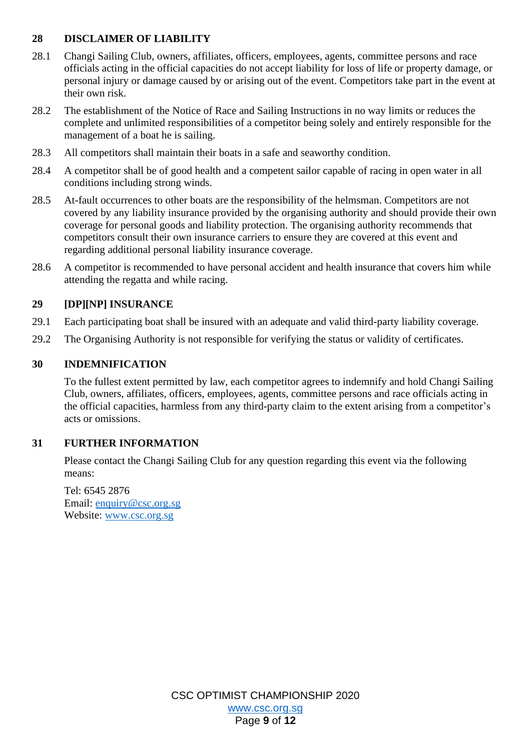## 28 DISCLAIMER OF LIABILITY

28.1 Changi Sailing Club, owners, affiliates, officers, employees, agents, committee persons and race officials acting in the official capacities do not accept liability for loss of life or property damage, or personal injury or damage caused by or arising out of the event. Competitors take part in the event at their own risk.

28.2 The establishment of the Notice of Race and Sailing Instructions in no way limits or reduces the complete and unlimited responsibilities of a competitor being solely and entirely responsible for the management of a boat he is sailing.

28.3 All competitors shall maintain their boats in a safe and seaworthy condition.

28.4 A competitor shall be of good health and a competent sailor capable of racing in open water in all conditions including strong winds.

28.5 At-fault occurrences to other boats are the responsibility of the helmsman. Competitors are not covered by any liability insurance provided by the organising authority and should provide their own coverage for personal goods and liability protection. The organising authority recommends that competitors consult their own insurance carriers to ensure they are covered at this event and regarding additional personal liability insurance coverage.

28.6 A competitor is recommended to have personal accident and health insurance that covers him while attending the regatta and while racing.

## 29 [DP][NP] INSURANCE

29.1 Each participating boat shall be insured with an adequate and valid third-party liability coverage.

29.2 The Organising Authority is not responsible for verifying the status or validity of certificates.

## 30 INDEMNIFICATION

To the fullest extent permitted by law, each competitor agrees to indemnify and hold Changi Sailing Club, owners, affiliates, officers, employees, agents, committee persons and race officials acting in the official capacities, harmless from any third-party claim to the extent arising from a competitor's acts or omissions.

## 31 FURTHER INFORMATION

Please contact the Changi Sailing Club for any question regarding this event via the following means:

Tel: 6545 2876
Email: enquiry@csc.org.sg
Website: www.csc.org.sg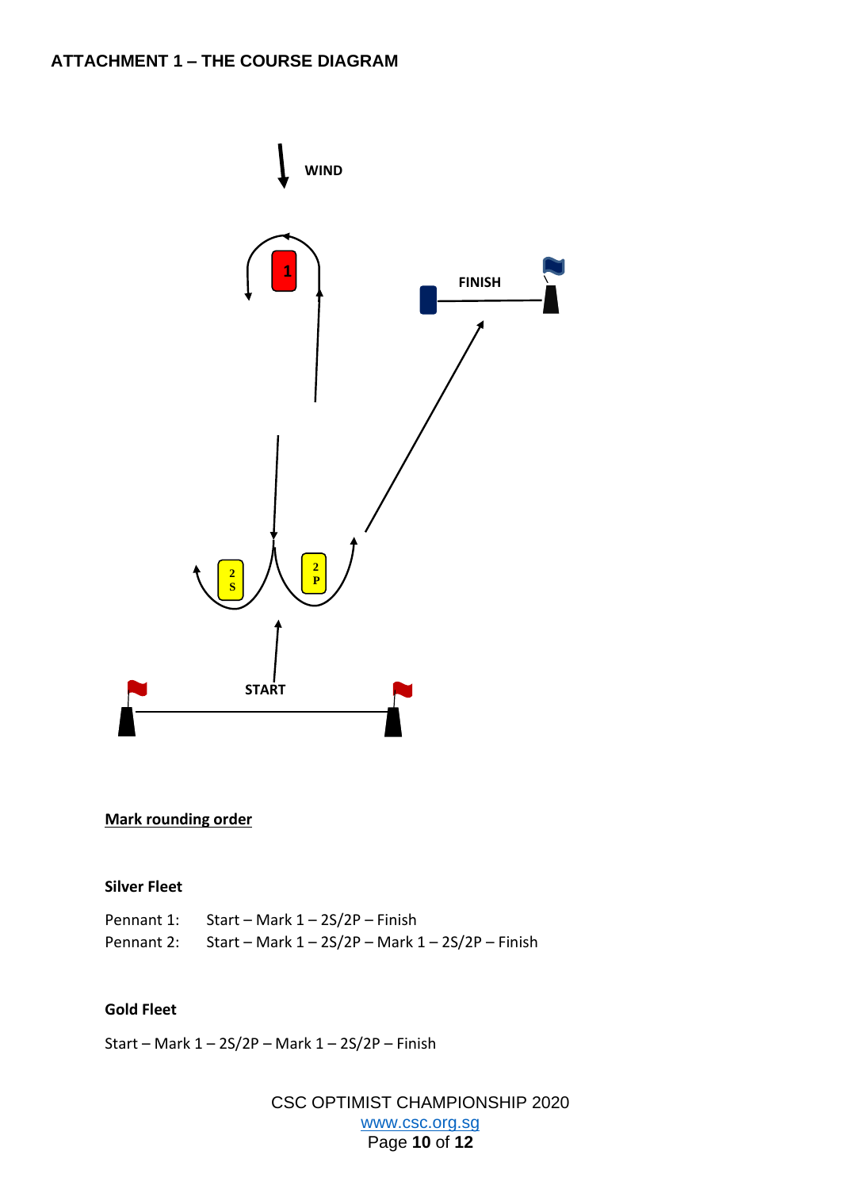## ATTACHMENT 1 – THE COURSE DIAGRAM

WIND

1

FINISH

2 S

2 P

START

**Mark rounding order**

**Silver Fleet**

Pennant 1: Start – Mark 1 – 2S/2P – Finish
Pennant 2: Start – Mark 1 – 2S/2P – Mark 1 – 2S/2P – Finish

**Gold Fleet**

Start – Mark 1 – 2S/2P – Mark 1 – 2S/2P – Finish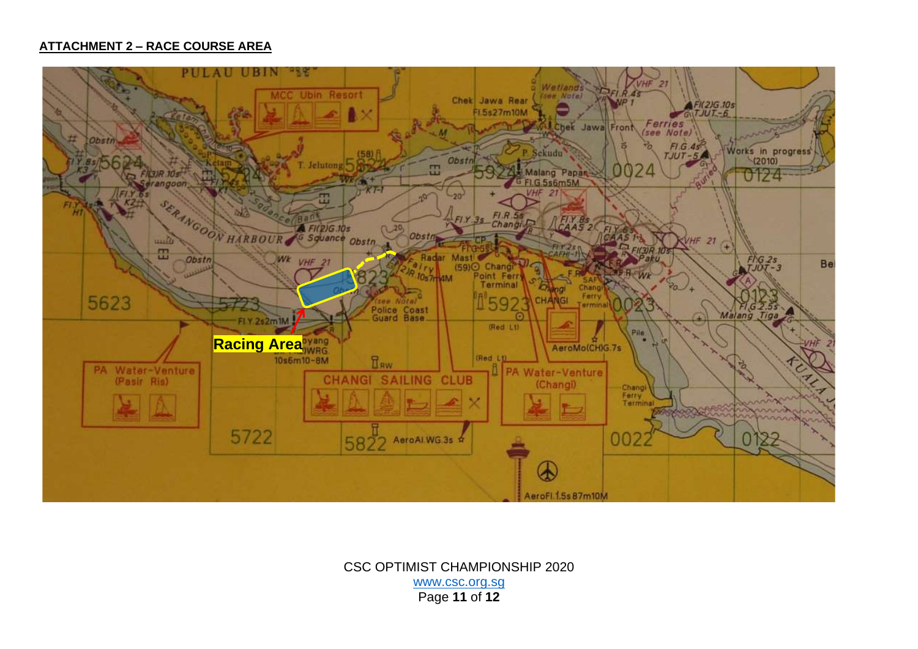**ATTACHMENT 2 – RACE COURSE AREA**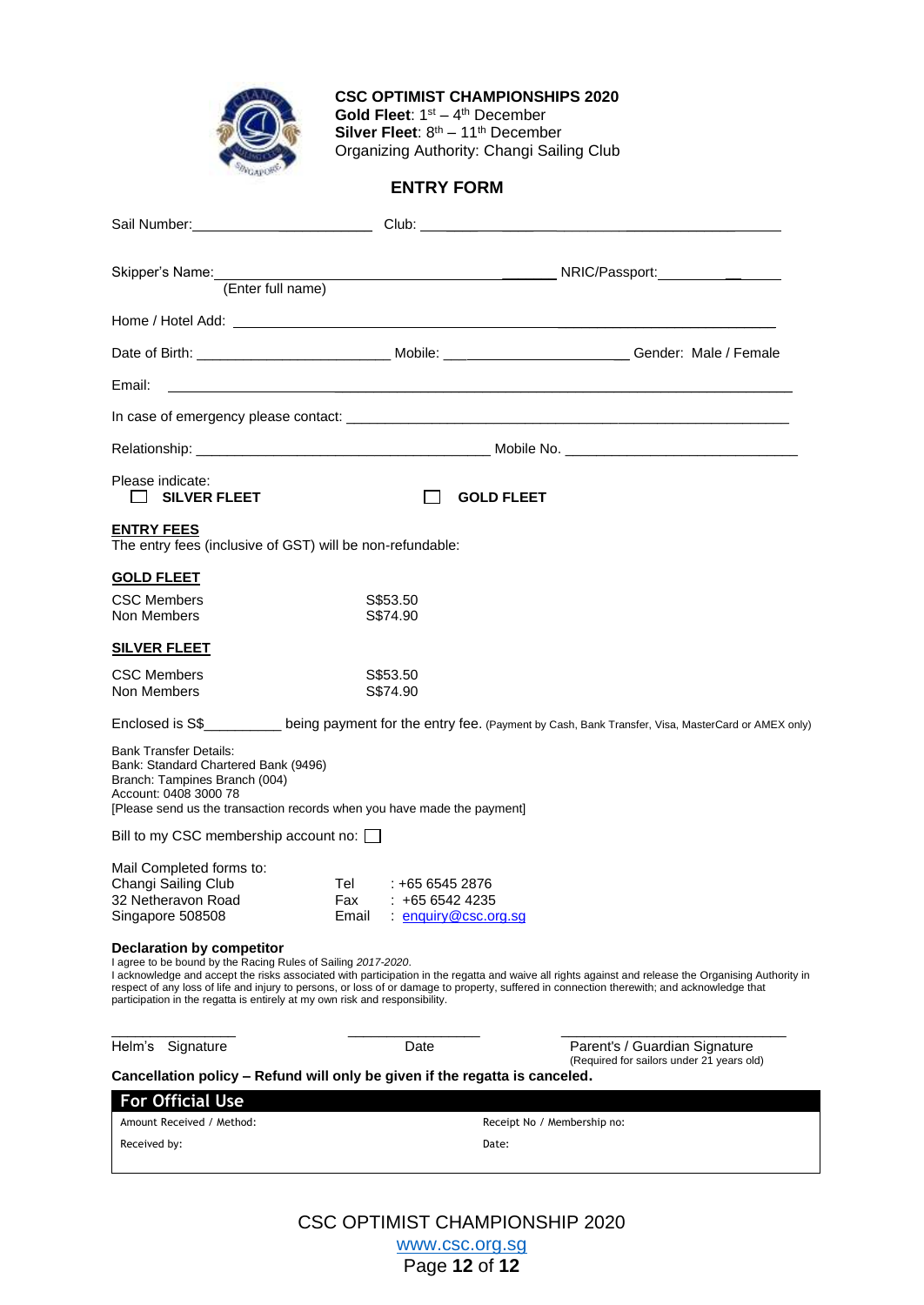**CSC OPTIMIST CHAMPIONSHIPS 2020**
**Gold Fleet**: 1st – 4th December
**Silver Fleet**: 8th – 11th December
Organizing Authority: Changi Sailing Club

## ENTRY FORM

Sail Number:______________________ Club: ________________________________________

Skipper's Name:_________________________________________ NRIC/Passport:______________
(Enter full name)

Home / Hotel Add: ____________________________________________________________

Date of Birth: ________________________ Mobile: ______________________ Gender: Male / Female

Email: ____________________________________________________________________

In case of emergency please contact: ______________________________________________

Relationship: ____________________________________ Mobile No. ____________________________

Please indicate:
☐ **SILVER FLEET** ☐ **GOLD FLEET**

**ENTRY FEES**
The entry fees (inclusive of GST) will be non-refundable:

**GOLD FLEET**

| | |
|---|---|
| CSC Members | S$53.50 |
| Non Members | S$74.90 |

**SILVER FLEET**

| | |
|---|---|
| CSC Members | S$53.50 |
| Non Members | S$74.90 |

Enclosed is S$__________ being payment for the entry fee. (Payment by Cash, Bank Transfer, Visa, MasterCard or AMEX only)

Bank Transfer Details:
Bank: Standard Chartered Bank (9496)
Branch: Tampines Branch (004)
Account: 0408 3000 78
[Please send us the transaction records when you have made the payment]

Bill to my CSC membership account no: ☐

Mail Completed forms to:
Changi Sailing Club
32 Netheravon Road
Singapore 508508

Tel : +65 6545 2876
Fax : +65 6542 4235
Email : enquiry@csc.org.sg

**Declaration by competitor**
I agree to be bound by the Racing Rules of Sailing *2017-2020*.
I acknowledge and accept the risks associated with participation in the regatta and waive all rights against and release the Organising Authority in respect of any loss of life and injury to persons, or loss of or damage to property, suffered in connection therewith; and acknowledge that participation in the regatta is entirely at my own risk and responsibility.

_______________ _______________ _______________
Helm's Signature Date Parent's / Guardian Signature
(Required for sailors under 21 years old)

**Cancellation policy – Refund will only be given if the regatta is canceled.**

| For Official Use | |
|---|---|
| Amount Received / Method: | Receipt No / Membership no: |
| Received by: | Date: |

CSC OPTIMIST CHAMPIONSHIP 2020
www.csc.org.sg